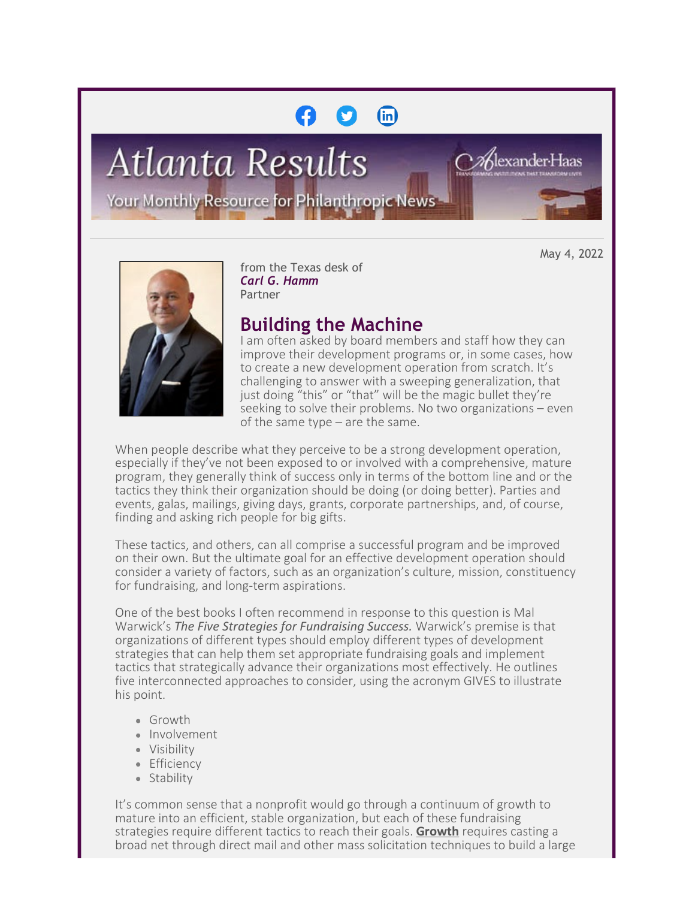# Atlanta Results

Your Monthly Resource for Philanthropic News

May 4, 2022

from the Texas desk of
***Carl G. Hamm***
Partner

## Building the Machine

I am often asked by board members and staff how they can improve their development programs or, in some cases, how to create a new development operation from scratch. It's challenging to answer with a sweeping generalization, that just doing "this" or "that" will be the magic bullet they're seeking to solve their problems. No two organizations – even of the same type – are the same.

When people describe what they perceive to be a strong development operation, especially if they've not been exposed to or involved with a comprehensive, mature program, they generally think of success only in terms of the bottom line and or the tactics they think their organization should be doing (or doing better). Parties and events, galas, mailings, giving days, grants, corporate partnerships, and, of course, finding and asking rich people for big gifts.

These tactics, and others, can all comprise a successful program and be improved on their own. But the ultimate goal for an effective development operation should consider a variety of factors, such as an organization's culture, mission, constituency for fundraising, and long-term aspirations.

One of the best books I often recommend in response to this question is Mal Warwick's *The Five Strategies for Fundraising Success.* Warwick's premise is that organizations of different types should employ different types of development strategies that can help them set appropriate fundraising goals and implement tactics that strategically advance their organizations most effectively. He outlines five interconnected approaches to consider, using the acronym GIVES to illustrate his point.

- Growth
- Involvement
- Visibility
- Efficiency
- Stability

It's common sense that a nonprofit would go through a continuum of growth to mature into an efficient, stable organization, but each of these fundraising strategies require different tactics to reach their goals. **Growth** requires casting a broad net through direct mail and other mass solicitation techniques to build a large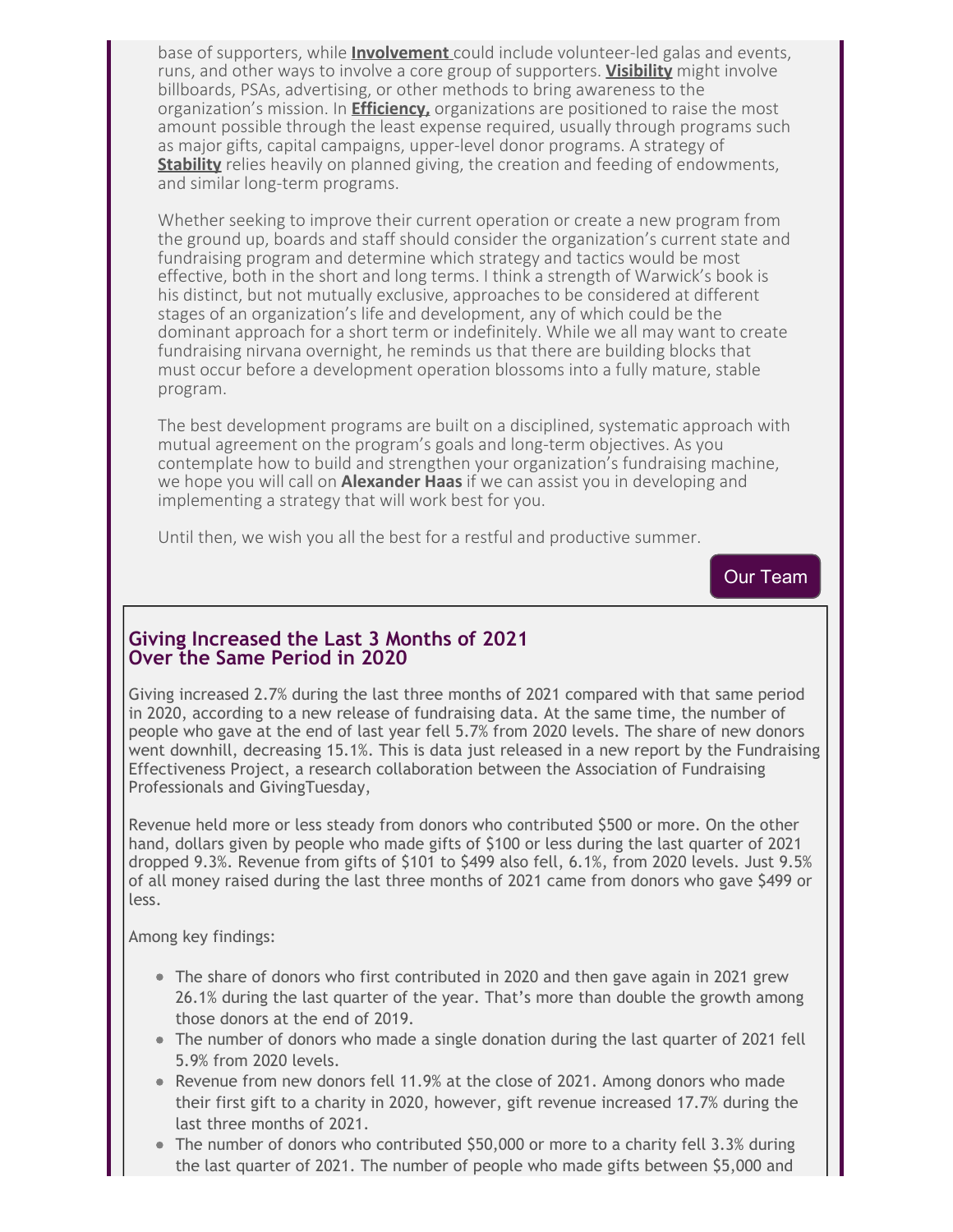base of supporters, while **Involvement** could include volunteer-led galas and events, runs, and other ways to involve a core group of supporters. **Visibility** might involve billboards, PSAs, advertising, or other methods to bring awareness to the organization's mission. In **Efficiency,** organizations are positioned to raise the most amount possible through the least expense required, usually through programs such as major gifts, capital campaigns, upper-level donor programs. A strategy of **Stability** relies heavily on planned giving, the creation and feeding of endowments, and similar long-term programs.

Whether seeking to improve their current operation or create a new program from the ground up, boards and staff should consider the organization's current state and fundraising program and determine which strategy and tactics would be most effective, both in the short and long terms. I think a strength of Warwick's book is his distinct, but not mutually exclusive, approaches to be considered at different stages of an organization's life and development, any of which could be the dominant approach for a short term or indefinitely. While we all may want to create fundraising nirvana overnight, he reminds us that there are building blocks that must occur before a development operation blossoms into a fully mature, stable program.

The best development programs are built on a disciplined, systematic approach with mutual agreement on the program's goals and long-term objectives. As you contemplate how to build and strengthen your organization's fundraising machine, we hope you will call on **Alexander Haas** if we can assist you in developing and implementing a strategy that will work best for you.

Until then, we wish you all the best for a restful and productive summer.

Our Team

## Giving Increased the Last 3 Months of 2021 Over the Same Period in 2020

Giving increased 2.7% during the last three months of 2021 compared with that same period in 2020, according to a new release of fundraising data. At the same time, the number of people who gave at the end of last year fell 5.7% from 2020 levels. The share of new donors went downhill, decreasing 15.1%. This is data just released in a new report by the Fundraising Effectiveness Project, a research collaboration between the Association of Fundraising Professionals and GivingTuesday,

Revenue held more or less steady from donors who contributed $500 or more. On the other hand, dollars given by people who made gifts of $100 or less during the last quarter of 2021 dropped 9.3%. Revenue from gifts of $101 to $499 also fell, 6.1%, from 2020 levels. Just 9.5% of all money raised during the last three months of 2021 came from donors who gave $499 or less.

Among key findings:

- The share of donors who first contributed in 2020 and then gave again in 2021 grew 26.1% during the last quarter of the year. That's more than double the growth among those donors at the end of 2019.
- The number of donors who made a single donation during the last quarter of 2021 fell 5.9% from 2020 levels.
- Revenue from new donors fell 11.9% at the close of 2021. Among donors who made their first gift to a charity in 2020, however, gift revenue increased 17.7% during the last three months of 2021.
- The number of donors who contributed $50,000 or more to a charity fell 3.3% during the last quarter of 2021. The number of people who made gifts between $5,000 and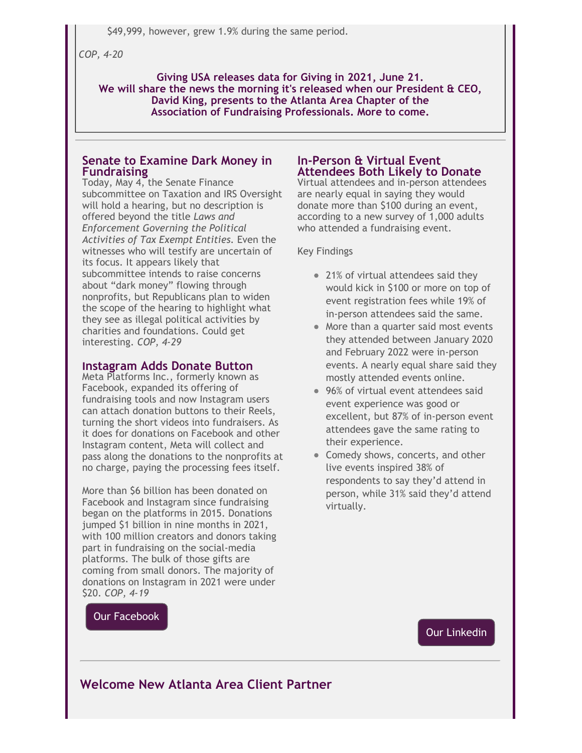$49,999, however, grew 1.9% during the same period.

*COP, 4-20*

**Giving USA releases data for Giving in 2021, June 21. We will share the news the morning it's released when our President & CEO, David King, presents to the Atlanta Area Chapter of the Association of Fundraising Professionals. More to come.**

---

### Senate to Examine Dark Money in Fundraising

Today, May 4, the Senate Finance subcommittee on Taxation and IRS Oversight will hold a hearing, but no description is offered beyond the title *Laws and Enforcement Governing the Political Activities of Tax Exempt Entities*. Even the witnesses who will testify are uncertain of its focus. It appears likely that subcommittee intends to raise concerns about "dark money" flowing through nonprofits, but Republicans plan to widen the scope of the hearing to highlight what they see as illegal political activities by charities and foundations. Could get interesting. *COP, 4-29*

### Instagram Adds Donate Button

Meta Platforms Inc., formerly known as Facebook, expanded its offering of fundraising tools and now Instagram users can attach donation buttons to their Reels, turning the short videos into fundraisers. As it does for donations on Facebook and other Instagram content, Meta will collect and pass along the donations to the nonprofits at no charge, paying the processing fees itself.

More than $6 billion has been donated on Facebook and Instagram since fundraising began on the platforms in 2015. Donations jumped $1 billion in nine months in 2021, with 100 million creators and donors taking part in fundraising on the social-media platforms. The bulk of those gifts are coming from small donors. The majority of donations on Instagram in 2021 were under $20. *COP, 4-19*

Our Facebook

### In-Person & Virtual Event Attendees Both Likely to Donate

Virtual attendees and in-person attendees are nearly equal in saying they would donate more than $100 during an event, according to a new survey of 1,000 adults who attended a fundraising event.

Key Findings

- 21% of virtual attendees said they would kick in $100 or more on top of event registration fees while 19% of in-person attendees said the same.
- More than a quarter said most events they attended between January 2020 and February 2022 were in-person events. A nearly equal share said they mostly attended events online.
- 96% of virtual event attendees said event experience was good or excellent, but 87% of in-person event attendees gave the same rating to their experience.
- Comedy shows, concerts, and other live events inspired 38% of respondents to say they'd attend in person, while 31% said they'd attend virtually.

Our Linkedin

---

## Welcome New Atlanta Area Client Partner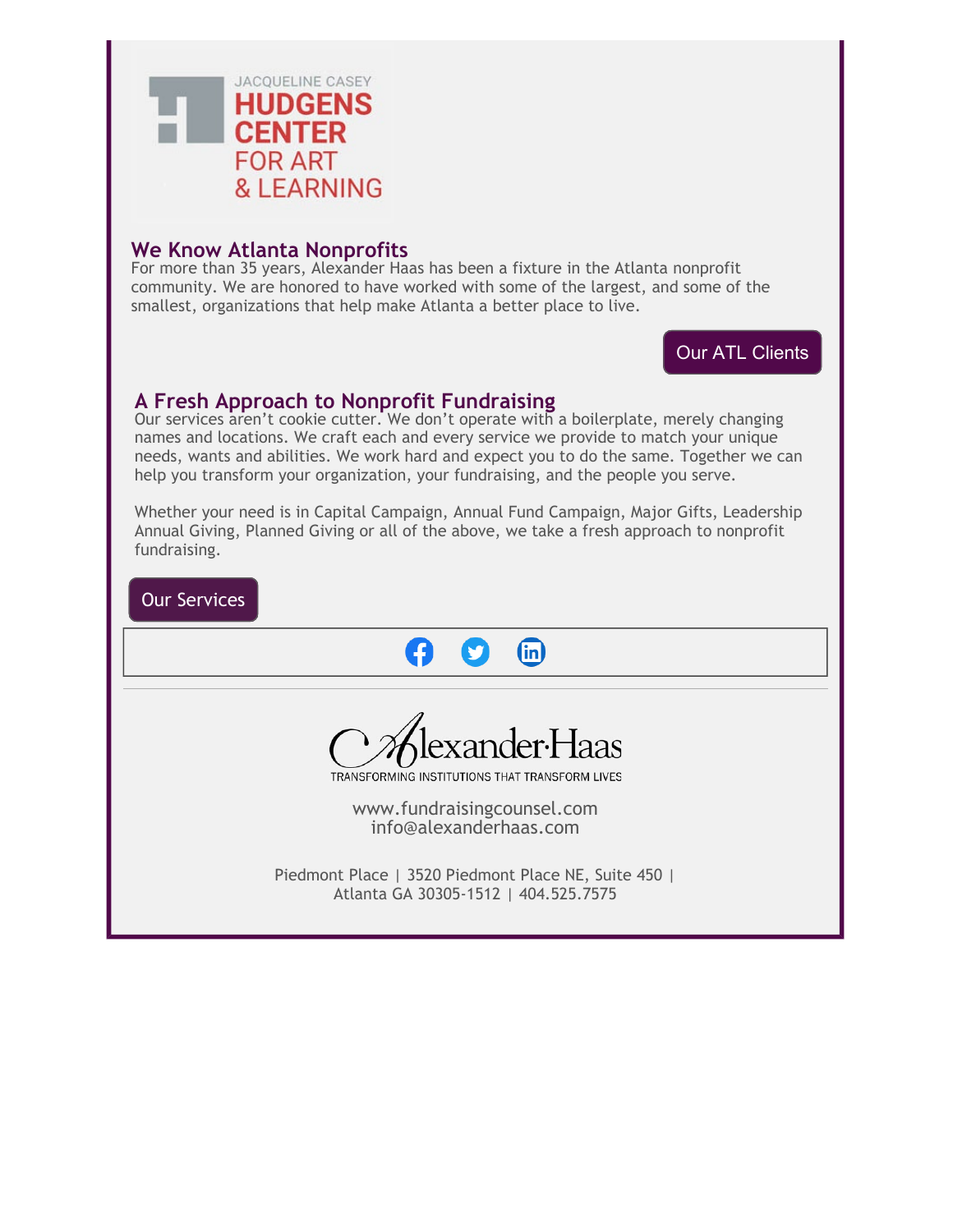JACQUELINE CASEY
HUDGENS
CENTER
FOR ART
& LEARNING

## We Know Atlanta Nonprofits

For more than 35 years, Alexander Haas has been a fixture in the Atlanta nonprofit community. We are honored to have worked with some of the largest, and some of the smallest, organizations that help make Atlanta a better place to live.

Our ATL Clients

## A Fresh Approach to Nonprofit Fundraising

Our services aren't cookie cutter. We don't operate with a boilerplate, merely changing names and locations. We craft each and every service we provide to match your unique needs, wants and abilities. We work hard and expect you to do the same. Together we can help you transform your organization, your fundraising, and the people you serve.

Whether your need is in Capital Campaign, Annual Fund Campaign, Major Gifts, Leadership Annual Giving, Planned Giving or all of the above, we take a fresh approach to nonprofit fundraising.

Our Services

---

Alexander·Haas
TRANSFORMING INSTITUTIONS THAT TRANSFORM LIVES

www.fundraisingcounsel.com
info@alexanderhaas.com

Piedmont Place | 3520 Piedmont Place NE, Suite 450 |
Atlanta GA 30305-1512 | 404.525.7575